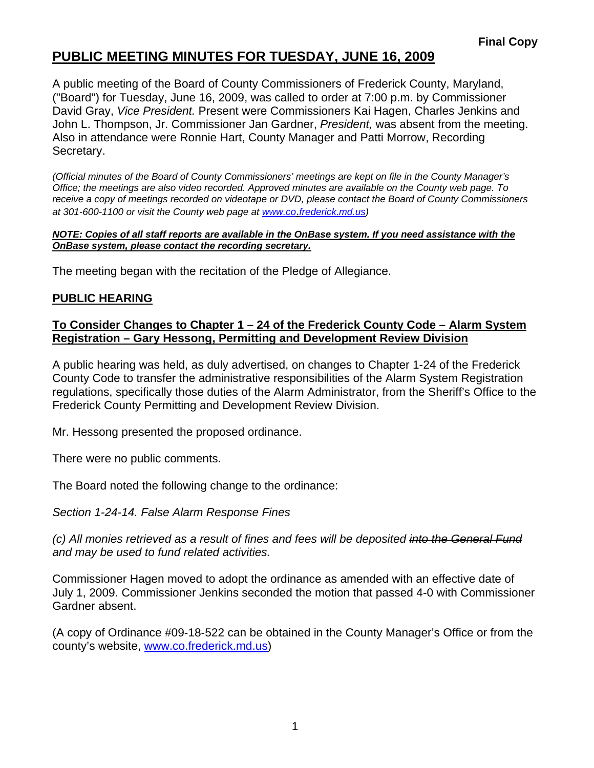**Final Copy**

# PUBLIC MEETING MINUTES FOR TUESDAY, JUNE 16, 2009

A public meeting of the Board of County Commissioners of Frederick County, Maryland, ("Board") for Tuesday, June 16, 2009, was called to order at 7:00 p.m. by Commissioner David Gray, *Vice President.* Present were Commissioners Kai Hagen, Charles Jenkins and John L. Thompson, Jr. Commissioner Jan Gardner, *President,* was absent from the meeting. Also in attendance were Ronnie Hart, County Manager and Patti Morrow, Recording Secretary.

*(Official minutes of the Board of County Commissioners' meetings are kept on file in the County Manager's Office; the meetings are also video recorded. Approved minutes are available on the County web page. To receive a copy of meetings recorded on videotape or DVD, please contact the Board of County Commissioners at 301-600-1100 or visit the County web page at [www.co.frederick.md.us](www.co.frederick.md.us))*

***NOTE: Copies of all staff reports are available in the OnBase system. If you need assistance with the OnBase system, please contact the recording secretary.***

The meeting began with the recitation of the Pledge of Allegiance.

## PUBLIC HEARING

### To Consider Changes to Chapter 1 – 24 of the Frederick County Code – Alarm System Registration – Gary Hessong, Permitting and Development Review Division

A public hearing was held, as duly advertised, on changes to Chapter 1-24 of the Frederick County Code to transfer the administrative responsibilities of the Alarm System Registration regulations, specifically those duties of the Alarm Administrator, from the Sheriff's Office to the Frederick County Permitting and Development Review Division.

Mr. Hessong presented the proposed ordinance.

There were no public comments.

The Board noted the following change to the ordinance:

*Section 1-24-14. False Alarm Response Fines*

*(c) All monies retrieved as a result of fines and fees will be deposited ~~into the General Fund~~ and may be used to fund related activities.*

Commissioner Hagen moved to adopt the ordinance as amended with an effective date of July 1, 2009. Commissioner Jenkins seconded the motion that passed 4-0 with Commissioner Gardner absent.

(A copy of Ordinance #09-18-522 can be obtained in the County Manager's Office or from the county's website, [www.co.frederick.md.us](www.co.frederick.md.us))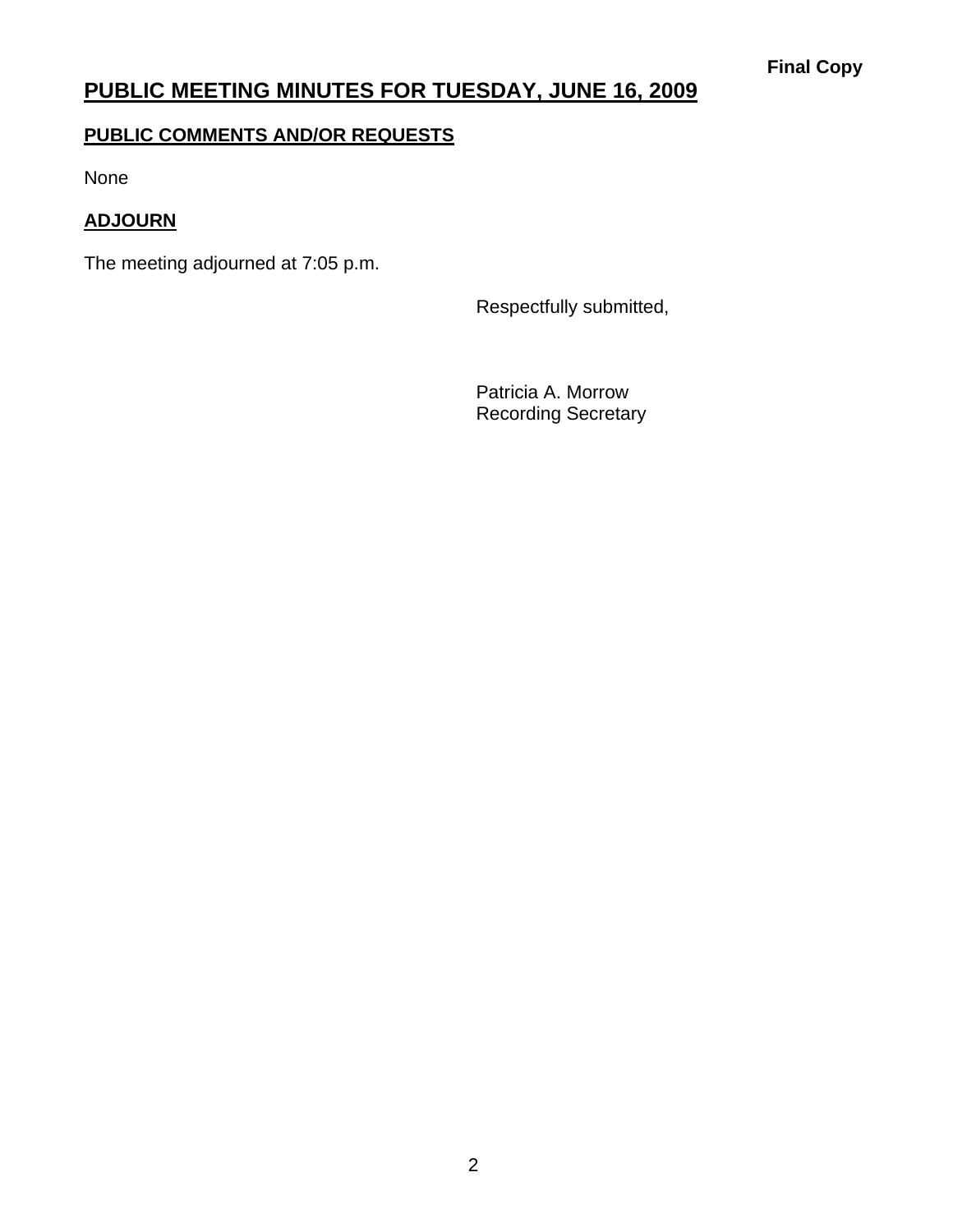**Final Copy**

# PUBLIC MEETING MINUTES FOR TUESDAY, JUNE 16, 2009

## PUBLIC COMMENTS AND/OR REQUESTS

None

## ADJOURN

The meeting adjourned at 7:05 p.m.

Respectfully submitted,

Patricia A. Morrow
Recording Secretary